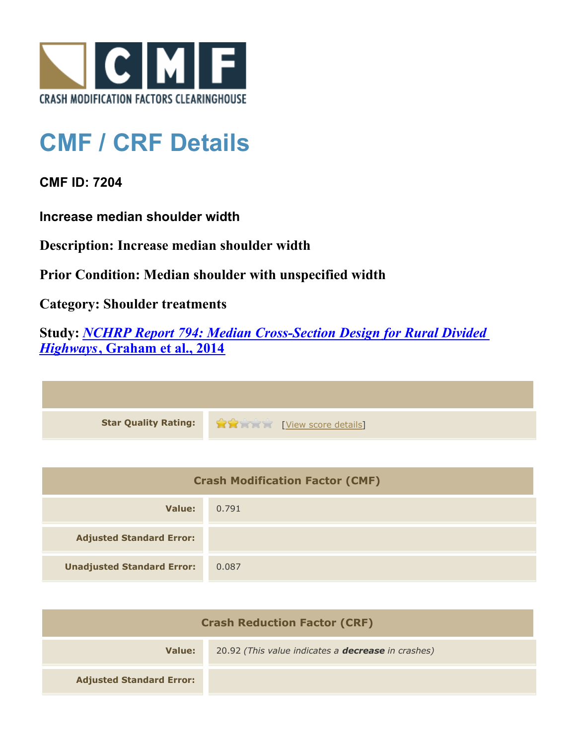CRASH MODIFICATION FACTORS CLEARINGHOUSE

# CMF / CRF Details

**CMF ID: 7204**

**Increase median shoulder width**

**Description: Increase median shoulder width**

**Prior Condition: Median shoulder with unspecified width**

**Category: Shoulder treatments**

**Study: *NCHRP Report 794: Median Cross-Section Design for Rural Divided Highways*, Graham et al., 2014**

| | |
|---|---|
| **Star Quality Rating:** | [View score details] |

| Crash Modification Factor (CMF) | |
|---|---|
| **Value:** | 0.791 |
| **Adjusted Standard Error:** | |
| **Unadjusted Standard Error:** | 0.087 |

| Crash Reduction Factor (CRF) | |
|---|---|
| **Value:** | 20.92 *(This value indicates a **decrease** in crashes)* |
| **Adjusted Standard Error:** | |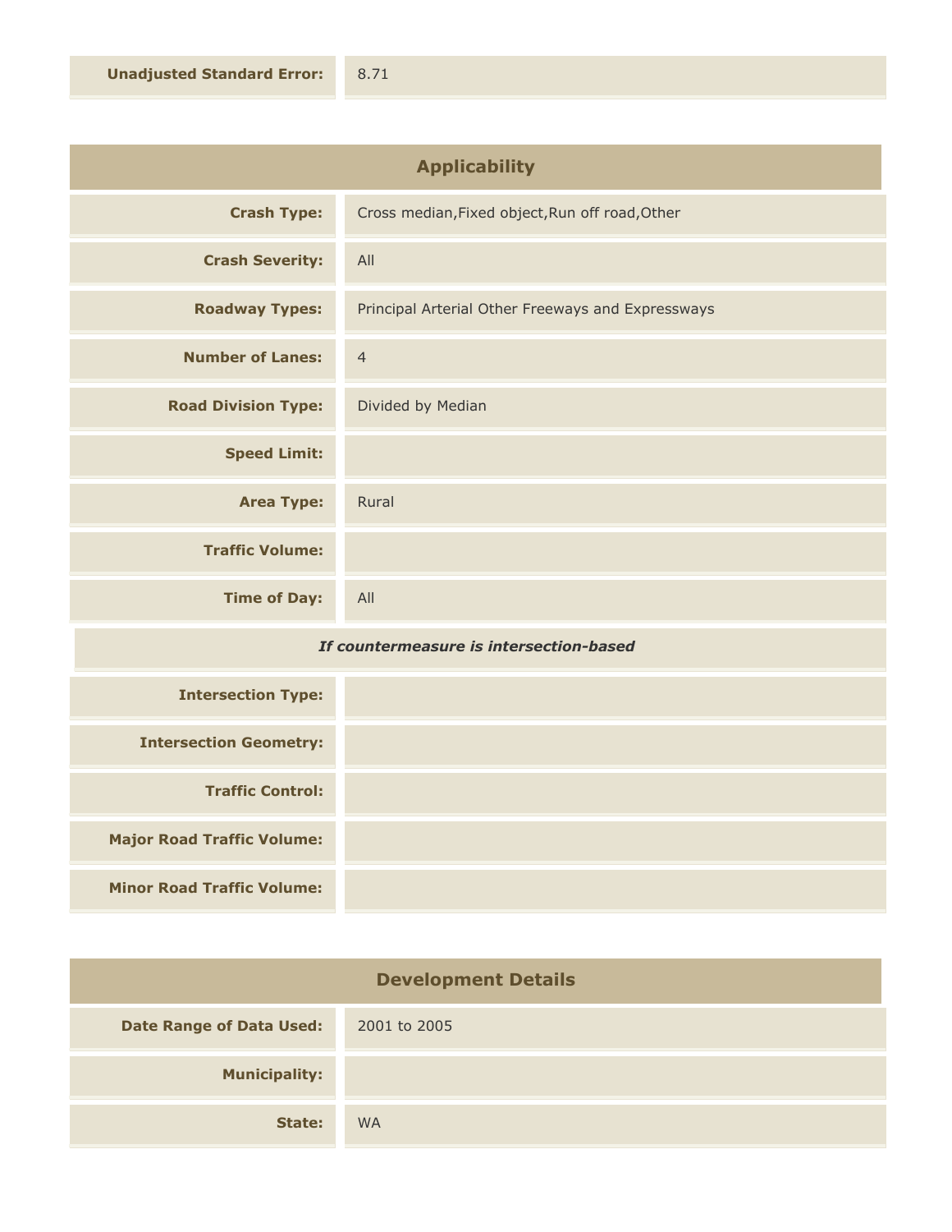| | |
|---|---|
| **Unadjusted Standard Error:** | 8.71 |

## Applicability

| | |
|---|---|
| **Crash Type:** | Cross median,Fixed object,Run off road,Other |
| **Crash Severity:** | All |
| **Roadway Types:** | Principal Arterial Other Freeways and Expressways |
| **Number of Lanes:** | 4 |
| **Road Division Type:** | Divided by Median |
| **Speed Limit:** | |
| **Area Type:** | Rural |
| **Traffic Volume:** | |
| **Time of Day:** | All |

***If countermeasure is intersection-based***

| | |
|---|---|
| **Intersection Type:** | |
| **Intersection Geometry:** | |
| **Traffic Control:** | |
| **Major Road Traffic Volume:** | |
| **Minor Road Traffic Volume:** | |

## Development Details

| | |
|---|---|
| **Date Range of Data Used:** | 2001 to 2005 |
| **Municipality:** | |
| **State:** | WA |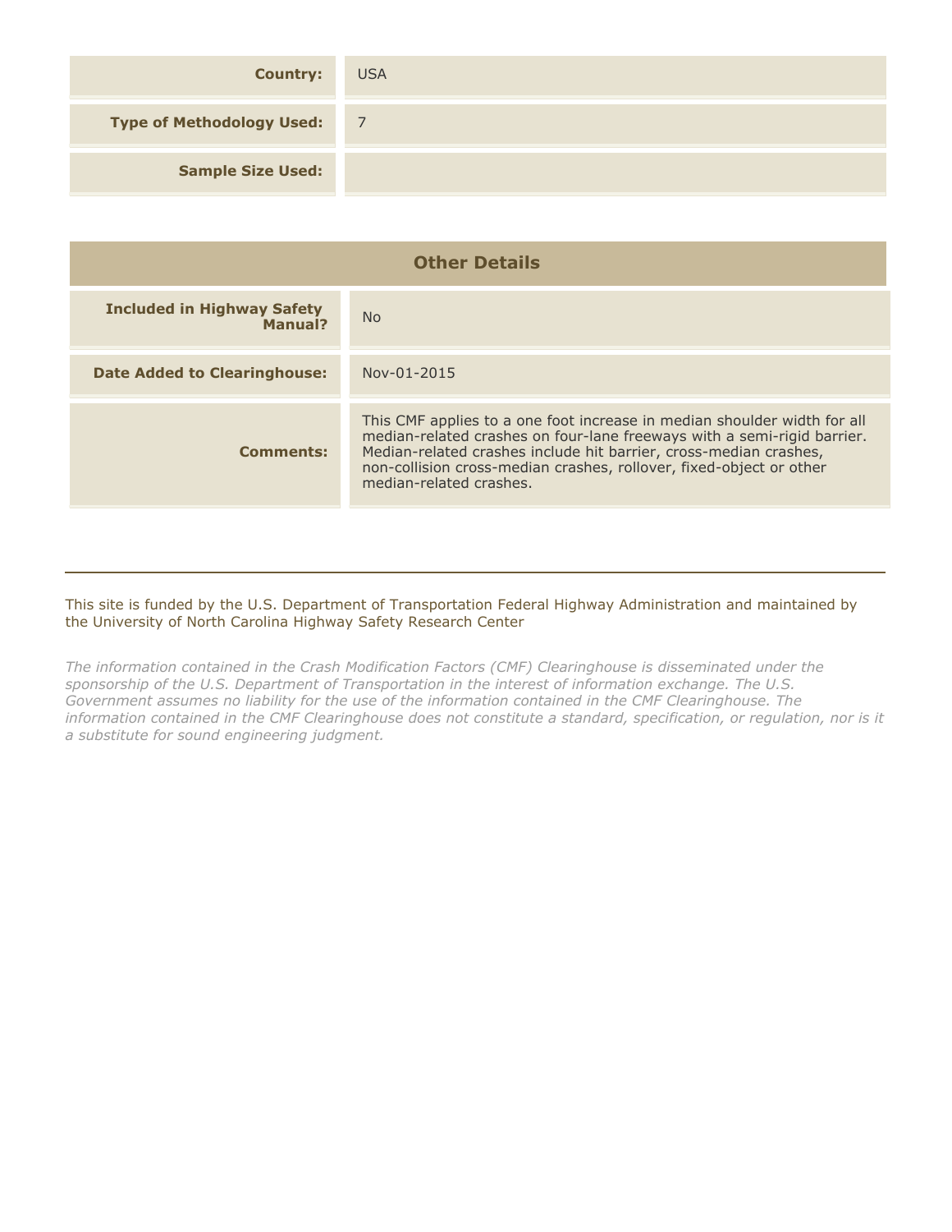| | |
|---|---|
| **Country:** | USA |
| **Type of Methodology Used:** | 7 |
| **Sample Size Used:** | |

## Other Details

| | |
|---|---|
| **Included in Highway Safety Manual?** | No |
| **Date Added to Clearinghouse:** | Nov-01-2015 |
| **Comments:** | This CMF applies to a one foot increase in median shoulder width for all median-related crashes on four-lane freeways with a semi-rigid barrier. Median-related crashes include hit barrier, cross-median crashes, non-collision cross-median crashes, rollover, fixed-object or other median-related crashes. |

---

This site is funded by the U.S. Department of Transportation Federal Highway Administration and maintained by the University of North Carolina Highway Safety Research Center

*The information contained in the Crash Modification Factors (CMF) Clearinghouse is disseminated under the sponsorship of the U.S. Department of Transportation in the interest of information exchange. The U.S. Government assumes no liability for the use of the information contained in the CMF Clearinghouse. The information contained in the CMF Clearinghouse does not constitute a standard, specification, or regulation, nor is it a substitute for sound engineering judgment.*